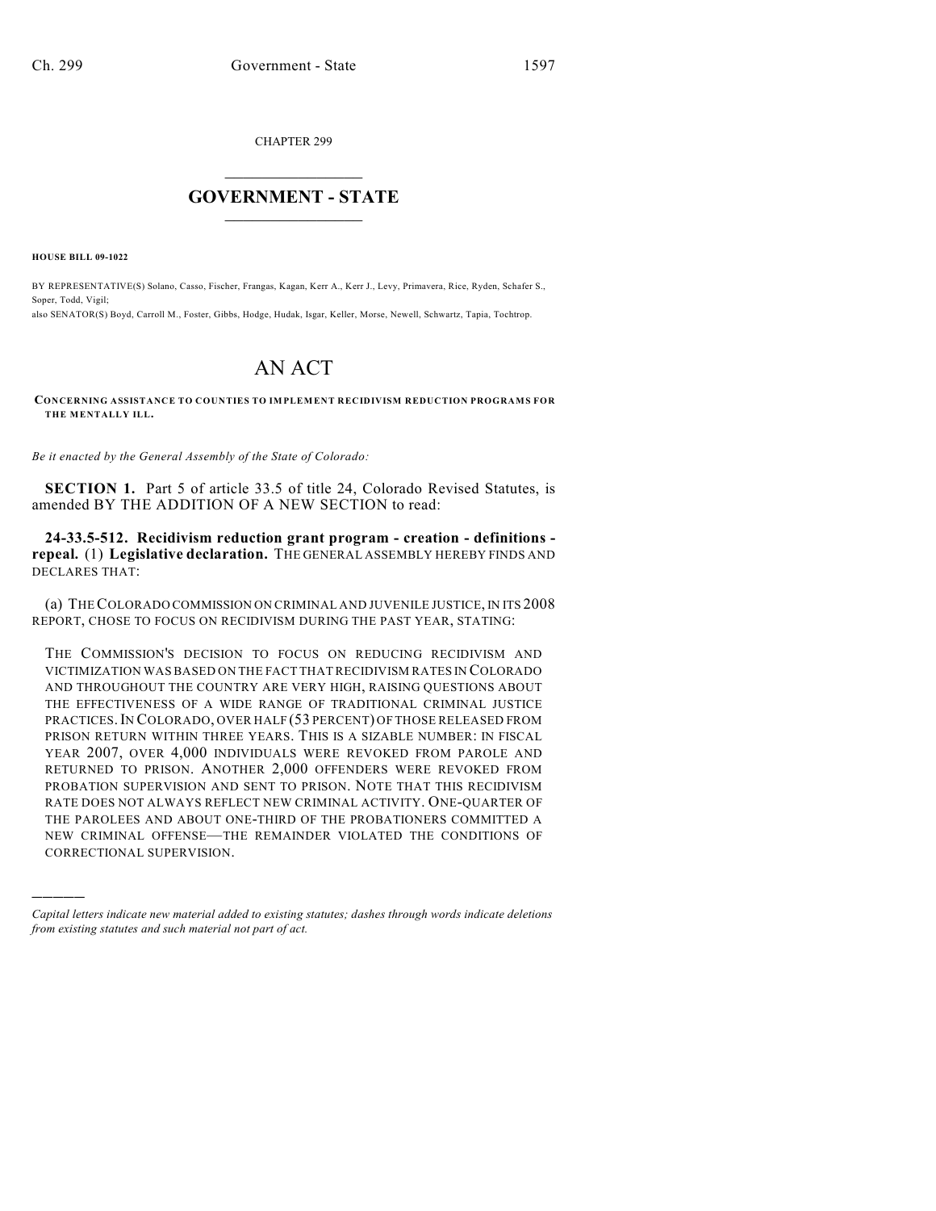CHAPTER 299

# GOVERNMENT - STATE

**HOUSE BILL 09-1022**

BY REPRESENTATIVE(S) Solano, Casso, Fischer, Frangas, Kagan, Kerr A., Kerr J., Levy, Primavera, Rice, Ryden, Schafer S., Soper, Todd, Vigil;
also SENATOR(S) Boyd, Carroll M., Foster, Gibbs, Hodge, Hudak, Isgar, Keller, Morse, Newell, Schwartz, Tapia, Tochtrop.

# AN ACT

**CONCERNING ASSISTANCE TO COUNTIES TO IMPLEMENT RECIDIVISM REDUCTION PROGRAMS FOR THE MENTALLY ILL.**

*Be it enacted by the General Assembly of the State of Colorado:*

**SECTION 1.** Part 5 of article 33.5 of title 24, Colorado Revised Statutes, is amended BY THE ADDITION OF A NEW SECTION to read:

**24-33.5-512. Recidivism reduction grant program - creation - definitions - repeal.** (1) **Legislative declaration.** THE GENERAL ASSEMBLY HEREBY FINDS AND DECLARES THAT:

(a) THE COLORADO COMMISSION ON CRIMINAL AND JUVENILE JUSTICE, IN ITS 2008 REPORT, CHOSE TO FOCUS ON RECIDIVISM DURING THE PAST YEAR, STATING:

THE COMMISSION'S DECISION TO FOCUS ON REDUCING RECIDIVISM AND VICTIMIZATION WAS BASED ON THE FACT THAT RECIDIVISM RATES IN COLORADO AND THROUGHOUT THE COUNTRY ARE VERY HIGH, RAISING QUESTIONS ABOUT THE EFFECTIVENESS OF A WIDE RANGE OF TRADITIONAL CRIMINAL JUSTICE PRACTICES. IN COLORADO, OVER HALF (53 PERCENT) OF THOSE RELEASED FROM PRISON RETURN WITHIN THREE YEARS. THIS IS A SIZABLE NUMBER: IN FISCAL YEAR 2007, OVER 4,000 INDIVIDUALS WERE REVOKED FROM PAROLE AND RETURNED TO PRISON. ANOTHER 2,000 OFFENDERS WERE REVOKED FROM PROBATION SUPERVISION AND SENT TO PRISON. NOTE THAT THIS RECIDIVISM RATE DOES NOT ALWAYS REFLECT NEW CRIMINAL ACTIVITY. ONE-QUARTER OF THE PAROLEES AND ABOUT ONE-THIRD OF THE PROBATIONERS COMMITTED A NEW CRIMINAL OFFENSE—THE REMAINDER VIOLATED THE CONDITIONS OF CORRECTIONAL SUPERVISION.

---

*Capital letters indicate new material added to existing statutes; dashes through words indicate deletions from existing statutes and such material not part of act.*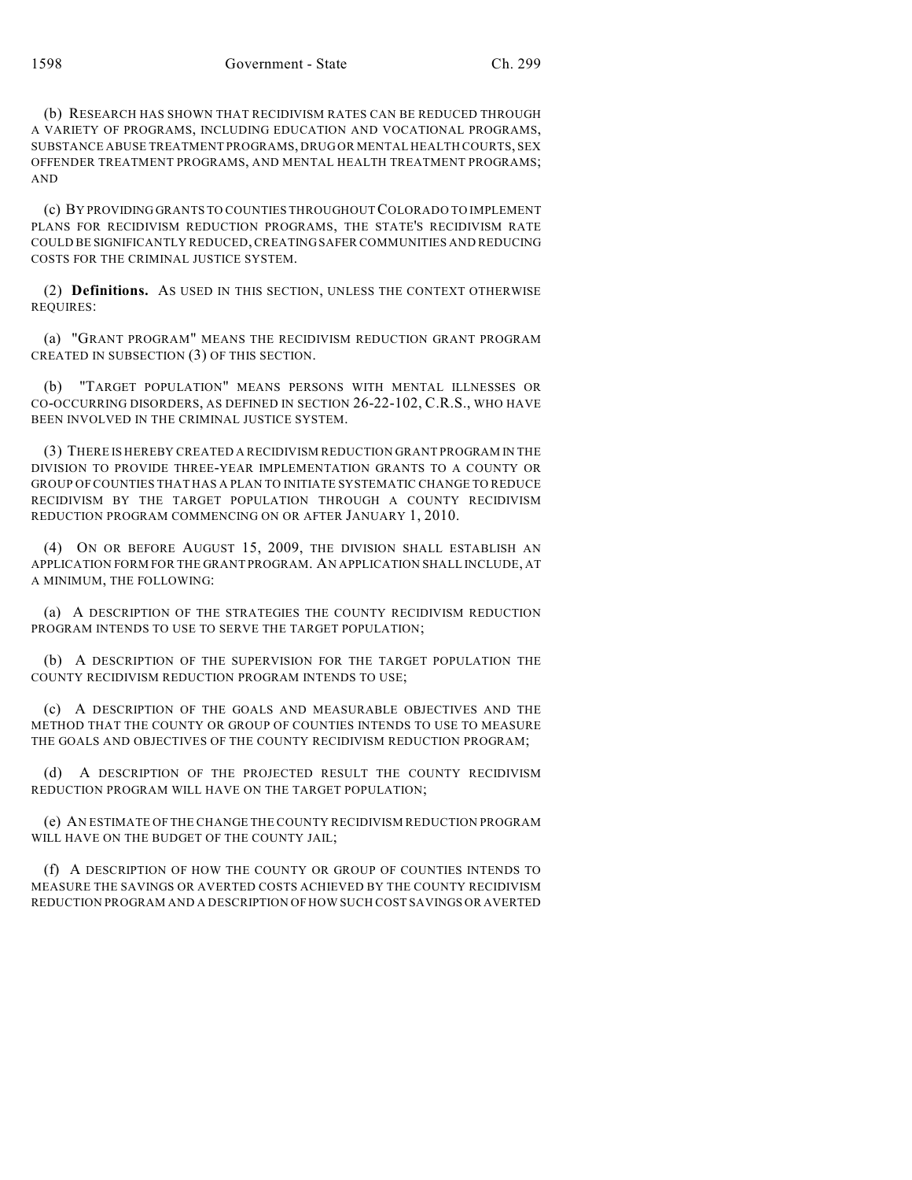(b) RESEARCH HAS SHOWN THAT RECIDIVISM RATES CAN BE REDUCED THROUGH A VARIETY OF PROGRAMS, INCLUDING EDUCATION AND VOCATIONAL PROGRAMS, SUBSTANCE ABUSE TREATMENT PROGRAMS, DRUG OR MENTAL HEALTH COURTS, SEX OFFENDER TREATMENT PROGRAMS, AND MENTAL HEALTH TREATMENT PROGRAMS; AND

(c) BY PROVIDING GRANTS TO COUNTIES THROUGHOUT COLORADO TO IMPLEMENT PLANS FOR RECIDIVISM REDUCTION PROGRAMS, THE STATE'S RECIDIVISM RATE COULD BE SIGNIFICANTLY REDUCED, CREATING SAFER COMMUNITIES AND REDUCING COSTS FOR THE CRIMINAL JUSTICE SYSTEM.

(2) **Definitions.** AS USED IN THIS SECTION, UNLESS THE CONTEXT OTHERWISE REQUIRES:

(a) "GRANT PROGRAM" MEANS THE RECIDIVISM REDUCTION GRANT PROGRAM CREATED IN SUBSECTION (3) OF THIS SECTION.

(b) "TARGET POPULATION" MEANS PERSONS WITH MENTAL ILLNESSES OR CO-OCCURRING DISORDERS, AS DEFINED IN SECTION 26-22-102, C.R.S., WHO HAVE BEEN INVOLVED IN THE CRIMINAL JUSTICE SYSTEM.

(3) THERE IS HEREBY CREATED A RECIDIVISM REDUCTION GRANT PROGRAM IN THE DIVISION TO PROVIDE THREE-YEAR IMPLEMENTATION GRANTS TO A COUNTY OR GROUP OF COUNTIES THAT HAS A PLAN TO INITIATE SYSTEMATIC CHANGE TO REDUCE RECIDIVISM BY THE TARGET POPULATION THROUGH A COUNTY RECIDIVISM REDUCTION PROGRAM COMMENCING ON OR AFTER JANUARY 1, 2010.

(4) ON OR BEFORE AUGUST 15, 2009, THE DIVISION SHALL ESTABLISH AN APPLICATION FORM FOR THE GRANT PROGRAM. AN APPLICATION SHALL INCLUDE, AT A MINIMUM, THE FOLLOWING:

(a) A DESCRIPTION OF THE STRATEGIES THE COUNTY RECIDIVISM REDUCTION PROGRAM INTENDS TO USE TO SERVE THE TARGET POPULATION;

(b) A DESCRIPTION OF THE SUPERVISION FOR THE TARGET POPULATION THE COUNTY RECIDIVISM REDUCTION PROGRAM INTENDS TO USE;

(c) A DESCRIPTION OF THE GOALS AND MEASURABLE OBJECTIVES AND THE METHOD THAT THE COUNTY OR GROUP OF COUNTIES INTENDS TO USE TO MEASURE THE GOALS AND OBJECTIVES OF THE COUNTY RECIDIVISM REDUCTION PROGRAM;

(d) A DESCRIPTION OF THE PROJECTED RESULT THE COUNTY RECIDIVISM REDUCTION PROGRAM WILL HAVE ON THE TARGET POPULATION;

(e) AN ESTIMATE OF THE CHANGE THE COUNTY RECIDIVISM REDUCTION PROGRAM WILL HAVE ON THE BUDGET OF THE COUNTY JAIL;

(f) A DESCRIPTION OF HOW THE COUNTY OR GROUP OF COUNTIES INTENDS TO MEASURE THE SAVINGS OR AVERTED COSTS ACHIEVED BY THE COUNTY RECIDIVISM REDUCTION PROGRAM AND A DESCRIPTION OF HOW SUCH COST SAVINGS OR AVERTED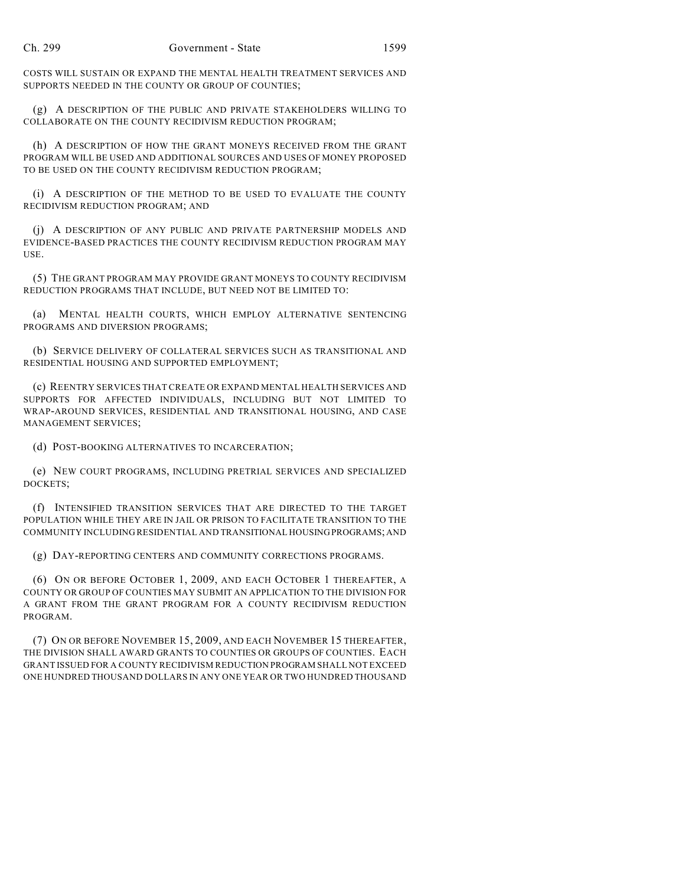COSTS WILL SUSTAIN OR EXPAND THE MENTAL HEALTH TREATMENT SERVICES AND SUPPORTS NEEDED IN THE COUNTY OR GROUP OF COUNTIES;

(g) A DESCRIPTION OF THE PUBLIC AND PRIVATE STAKEHOLDERS WILLING TO COLLABORATE ON THE COUNTY RECIDIVISM REDUCTION PROGRAM;

(h) A DESCRIPTION OF HOW THE GRANT MONEYS RECEIVED FROM THE GRANT PROGRAM WILL BE USED AND ADDITIONAL SOURCES AND USES OF MONEY PROPOSED TO BE USED ON THE COUNTY RECIDIVISM REDUCTION PROGRAM;

(i) A DESCRIPTION OF THE METHOD TO BE USED TO EVALUATE THE COUNTY RECIDIVISM REDUCTION PROGRAM; AND

(j) A DESCRIPTION OF ANY PUBLIC AND PRIVATE PARTNERSHIP MODELS AND EVIDENCE-BASED PRACTICES THE COUNTY RECIDIVISM REDUCTION PROGRAM MAY USE.

(5) THE GRANT PROGRAM MAY PROVIDE GRANT MONEYS TO COUNTY RECIDIVISM REDUCTION PROGRAMS THAT INCLUDE, BUT NEED NOT BE LIMITED TO:

(a) MENTAL HEALTH COURTS, WHICH EMPLOY ALTERNATIVE SENTENCING PROGRAMS AND DIVERSION PROGRAMS;

(b) SERVICE DELIVERY OF COLLATERAL SERVICES SUCH AS TRANSITIONAL AND RESIDENTIAL HOUSING AND SUPPORTED EMPLOYMENT;

(c) REENTRY SERVICES THAT CREATE OR EXPAND MENTAL HEALTH SERVICES AND SUPPORTS FOR AFFECTED INDIVIDUALS, INCLUDING BUT NOT LIMITED TO WRAP-AROUND SERVICES, RESIDENTIAL AND TRANSITIONAL HOUSING, AND CASE MANAGEMENT SERVICES;

(d) POST-BOOKING ALTERNATIVES TO INCARCERATION;

(e) NEW COURT PROGRAMS, INCLUDING PRETRIAL SERVICES AND SPECIALIZED DOCKETS;

(f) INTENSIFIED TRANSITION SERVICES THAT ARE DIRECTED TO THE TARGET POPULATION WHILE THEY ARE IN JAIL OR PRISON TO FACILITATE TRANSITION TO THE COMMUNITY INCLUDING RESIDENTIAL AND TRANSITIONAL HOUSING PROGRAMS; AND

(g) DAY-REPORTING CENTERS AND COMMUNITY CORRECTIONS PROGRAMS.

(6) ON OR BEFORE OCTOBER 1, 2009, AND EACH OCTOBER 1 THEREAFTER, A COUNTY OR GROUP OF COUNTIES MAY SUBMIT AN APPLICATION TO THE DIVISION FOR A GRANT FROM THE GRANT PROGRAM FOR A COUNTY RECIDIVISM REDUCTION PROGRAM.

(7) ON OR BEFORE NOVEMBER 15, 2009, AND EACH NOVEMBER 15 THEREAFTER, THE DIVISION SHALL AWARD GRANTS TO COUNTIES OR GROUPS OF COUNTIES. EACH GRANT ISSUED FOR A COUNTY RECIDIVISM REDUCTION PROGRAM SHALL NOT EXCEED ONE HUNDRED THOUSAND DOLLARS IN ANY ONE YEAR OR TWO HUNDRED THOUSAND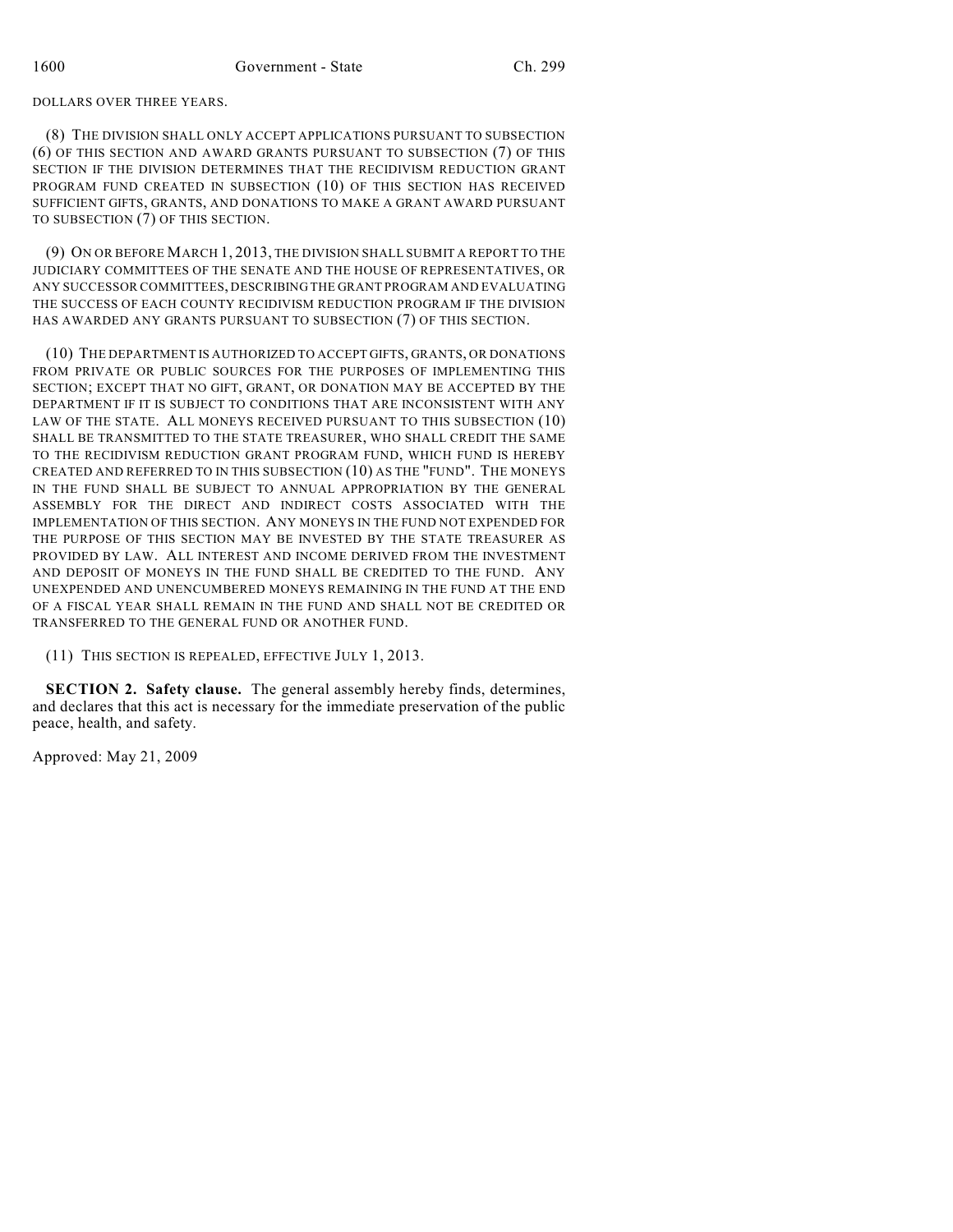DOLLARS OVER THREE YEARS.

(8) THE DIVISION SHALL ONLY ACCEPT APPLICATIONS PURSUANT TO SUBSECTION (6) OF THIS SECTION AND AWARD GRANTS PURSUANT TO SUBSECTION (7) OF THIS SECTION IF THE DIVISION DETERMINES THAT THE RECIDIVISM REDUCTION GRANT PROGRAM FUND CREATED IN SUBSECTION (10) OF THIS SECTION HAS RECEIVED SUFFICIENT GIFTS, GRANTS, AND DONATIONS TO MAKE A GRANT AWARD PURSUANT TO SUBSECTION (7) OF THIS SECTION.

(9) ON OR BEFORE MARCH 1, 2013, THE DIVISION SHALL SUBMIT A REPORT TO THE JUDICIARY COMMITTEES OF THE SENATE AND THE HOUSE OF REPRESENTATIVES, OR ANY SUCCESSOR COMMITTEES, DESCRIBING THE GRANT PROGRAM AND EVALUATING THE SUCCESS OF EACH COUNTY RECIDIVISM REDUCTION PROGRAM IF THE DIVISION HAS AWARDED ANY GRANTS PURSUANT TO SUBSECTION (7) OF THIS SECTION.

(10) THE DEPARTMENT IS AUTHORIZED TO ACCEPT GIFTS, GRANTS, OR DONATIONS FROM PRIVATE OR PUBLIC SOURCES FOR THE PURPOSES OF IMPLEMENTING THIS SECTION; EXCEPT THAT NO GIFT, GRANT, OR DONATION MAY BE ACCEPTED BY THE DEPARTMENT IF IT IS SUBJECT TO CONDITIONS THAT ARE INCONSISTENT WITH ANY LAW OF THE STATE. ALL MONEYS RECEIVED PURSUANT TO THIS SUBSECTION (10) SHALL BE TRANSMITTED TO THE STATE TREASURER, WHO SHALL CREDIT THE SAME TO THE RECIDIVISM REDUCTION GRANT PROGRAM FUND, WHICH FUND IS HEREBY CREATED AND REFERRED TO IN THIS SUBSECTION (10) AS THE "FUND". THE MONEYS IN THE FUND SHALL BE SUBJECT TO ANNUAL APPROPRIATION BY THE GENERAL ASSEMBLY FOR THE DIRECT AND INDIRECT COSTS ASSOCIATED WITH THE IMPLEMENTATION OF THIS SECTION. ANY MONEYS IN THE FUND NOT EXPENDED FOR THE PURPOSE OF THIS SECTION MAY BE INVESTED BY THE STATE TREASURER AS PROVIDED BY LAW. ALL INTEREST AND INCOME DERIVED FROM THE INVESTMENT AND DEPOSIT OF MONEYS IN THE FUND SHALL BE CREDITED TO THE FUND. ANY UNEXPENDED AND UNENCUMBERED MONEYS REMAINING IN THE FUND AT THE END OF A FISCAL YEAR SHALL REMAIN IN THE FUND AND SHALL NOT BE CREDITED OR TRANSFERRED TO THE GENERAL FUND OR ANOTHER FUND.

(11) THIS SECTION IS REPEALED, EFFECTIVE JULY 1, 2013.

**SECTION 2. Safety clause.** The general assembly hereby finds, determines, and declares that this act is necessary for the immediate preservation of the public peace, health, and safety.

Approved: May 21, 2009